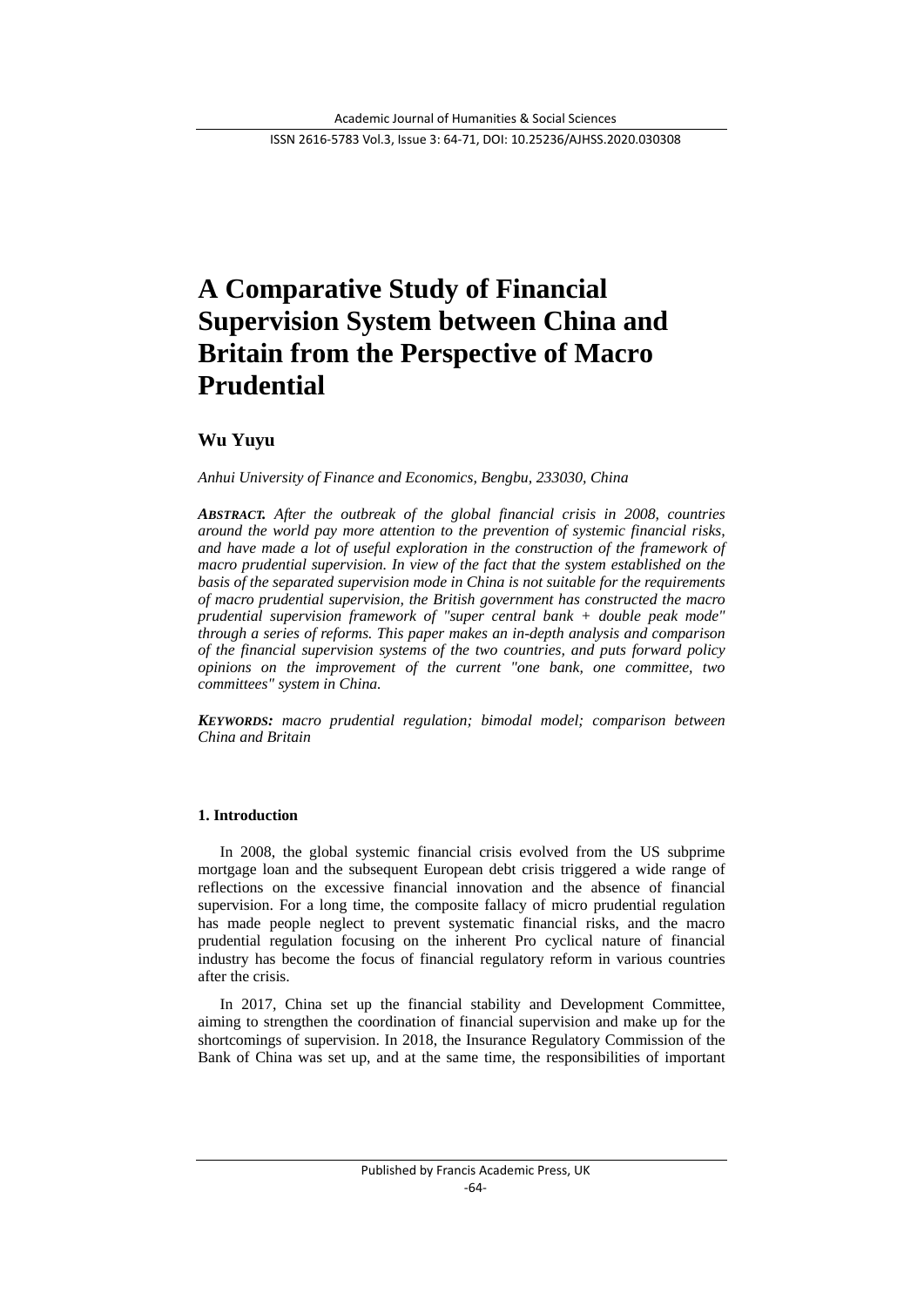# A Comparative Study of Financial Supervision System between China and Britain from the Perspective of Macro Prudential

**Wu Yuyu**

*Anhui University of Finance and Economics, Bengbu, 233030, China*

***ABSTRACT.*** *After the outbreak of the global financial crisis in 2008, countries around the world pay more attention to the prevention of systemic financial risks, and have made a lot of useful exploration in the construction of the framework of macro prudential supervision. In view of the fact that the system established on the basis of the separated supervision mode in China is not suitable for the requirements of macro prudential supervision, the British government has constructed the macro prudential supervision framework of "super central bank + double peak mode" through a series of reforms. This paper makes an in-depth analysis and comparison of the financial supervision systems of the two countries, and puts forward policy opinions on the improvement of the current "one bank, one committee, two committees" system in China.*

***KEYWORDS:*** *macro prudential regulation; bimodal model; comparison between China and Britain*

## 1. Introduction

In 2008, the global systemic financial crisis evolved from the US subprime mortgage loan and the subsequent European debt crisis triggered a wide range of reflections on the excessive financial innovation and the absence of financial supervision. For a long time, the composite fallacy of micro prudential regulation has made people neglect to prevent systematic financial risks, and the macro prudential regulation focusing on the inherent Pro cyclical nature of financial industry has become the focus of financial regulatory reform in various countries after the crisis.

In 2017, China set up the financial stability and Development Committee, aiming to strengthen the coordination of financial supervision and make up for the shortcomings of supervision. In 2018, the Insurance Regulatory Commission of the Bank of China was set up, and at the same time, the responsibilities of important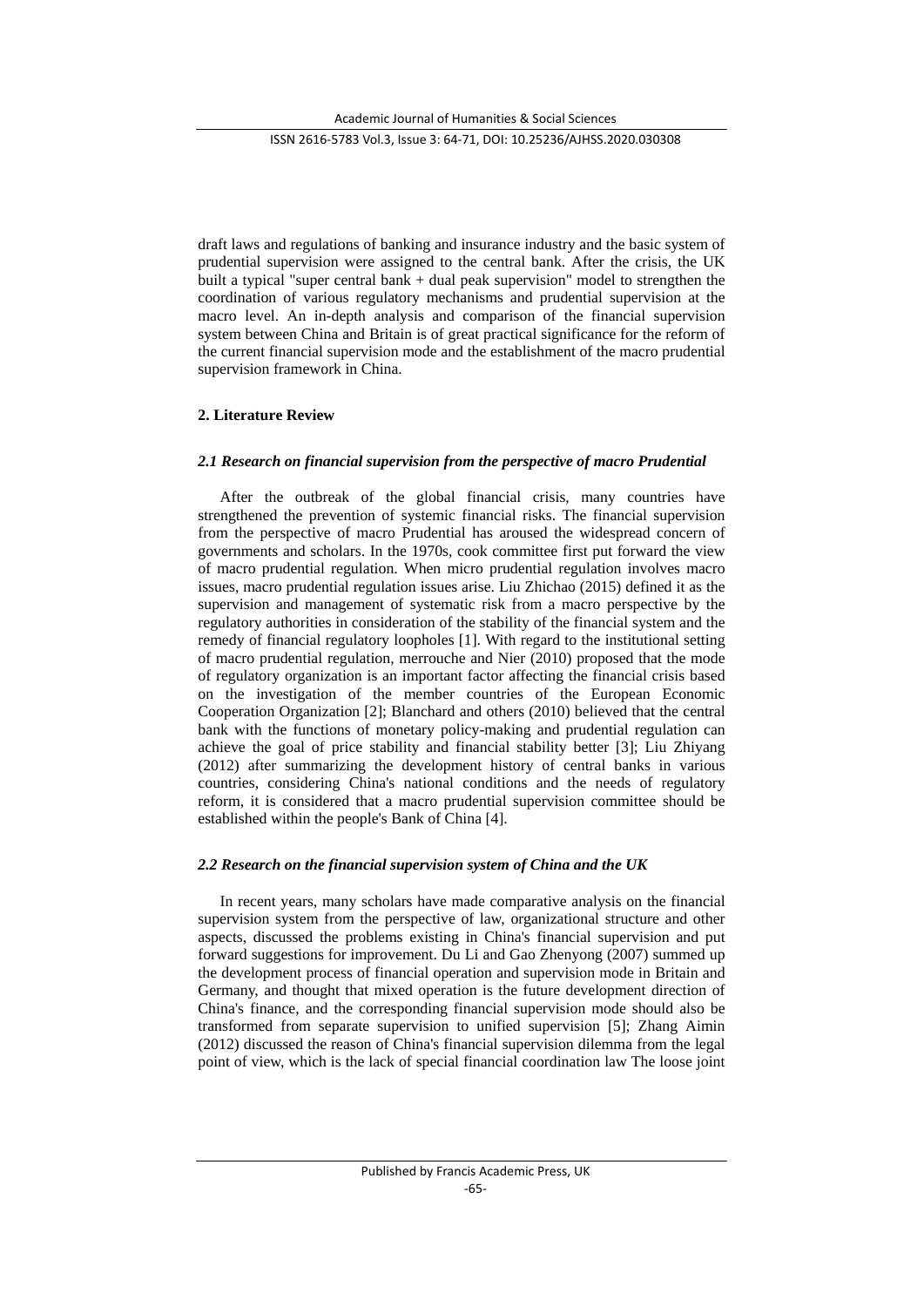draft laws and regulations of banking and insurance industry and the basic system of prudential supervision were assigned to the central bank. After the crisis, the UK built a typical "super central bank + dual peak supervision" model to strengthen the coordination of various regulatory mechanisms and prudential supervision at the macro level. An in-depth analysis and comparison of the financial supervision system between China and Britain is of great practical significance for the reform of the current financial supervision mode and the establishment of the macro prudential supervision framework in China.

## 2. Literature Review

### *2.1 Research on financial supervision from the perspective of macro Prudential*

After the outbreak of the global financial crisis, many countries have strengthened the prevention of systemic financial risks. The financial supervision from the perspective of macro Prudential has aroused the widespread concern of governments and scholars. In the 1970s, cook committee first put forward the view of macro prudential regulation. When micro prudential regulation involves macro issues, macro prudential regulation issues arise. Liu Zhichao (2015) defined it as the supervision and management of systematic risk from a macro perspective by the regulatory authorities in consideration of the stability of the financial system and the remedy of financial regulatory loopholes [1]. With regard to the institutional setting of macro prudential regulation, merrouche and Nier (2010) proposed that the mode of regulatory organization is an important factor affecting the financial crisis based on the investigation of the member countries of the European Economic Cooperation Organization [2]; Blanchard and others (2010) believed that the central bank with the functions of monetary policy-making and prudential regulation can achieve the goal of price stability and financial stability better [3]; Liu Zhiyang (2012) after summarizing the development history of central banks in various countries, considering China's national conditions and the needs of regulatory reform, it is considered that a macro prudential supervision committee should be established within the people's Bank of China [4].

### *2.2 Research on the financial supervision system of China and the UK*

In recent years, many scholars have made comparative analysis on the financial supervision system from the perspective of law, organizational structure and other aspects, discussed the problems existing in China's financial supervision and put forward suggestions for improvement. Du Li and Gao Zhenyong (2007) summed up the development process of financial operation and supervision mode in Britain and Germany, and thought that mixed operation is the future development direction of China's finance, and the corresponding financial supervision mode should also be transformed from separate supervision to unified supervision [5]; Zhang Aimin (2012) discussed the reason of China's financial supervision dilemma from the legal point of view, which is the lack of special financial coordination law The loose joint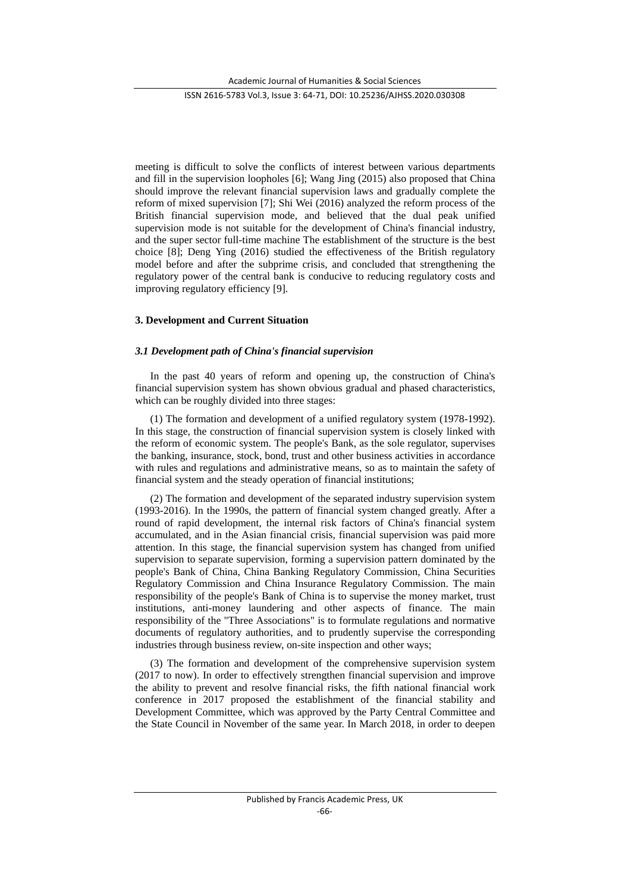meeting is difficult to solve the conflicts of interest between various departments and fill in the supervision loopholes [6]; Wang Jing (2015) also proposed that China should improve the relevant financial supervision laws and gradually complete the reform of mixed supervision [7]; Shi Wei (2016) analyzed the reform process of the British financial supervision mode, and believed that the dual peak unified supervision mode is not suitable for the development of China's financial industry, and the super sector full-time machine The establishment of the structure is the best choice [8]; Deng Ying (2016) studied the effectiveness of the British regulatory model before and after the subprime crisis, and concluded that strengthening the regulatory power of the central bank is conducive to reducing regulatory costs and improving regulatory efficiency [9].

## 3. Development and Current Situation

### *3.1 Development path of China's financial supervision*

In the past 40 years of reform and opening up, the construction of China's financial supervision system has shown obvious gradual and phased characteristics, which can be roughly divided into three stages:

(1) The formation and development of a unified regulatory system (1978-1992). In this stage, the construction of financial supervision system is closely linked with the reform of economic system. The people's Bank, as the sole regulator, supervises the banking, insurance, stock, bond, trust and other business activities in accordance with rules and regulations and administrative means, so as to maintain the safety of financial system and the steady operation of financial institutions;

(2) The formation and development of the separated industry supervision system (1993-2016). In the 1990s, the pattern of financial system changed greatly. After a round of rapid development, the internal risk factors of China's financial system accumulated, and in the Asian financial crisis, financial supervision was paid more attention. In this stage, the financial supervision system has changed from unified supervision to separate supervision, forming a supervision pattern dominated by the people's Bank of China, China Banking Regulatory Commission, China Securities Regulatory Commission and China Insurance Regulatory Commission. The main responsibility of the people's Bank of China is to supervise the money market, trust institutions, anti-money laundering and other aspects of finance. The main responsibility of the "Three Associations" is to formulate regulations and normative documents of regulatory authorities, and to prudently supervise the corresponding industries through business review, on-site inspection and other ways;

(3) The formation and development of the comprehensive supervision system (2017 to now). In order to effectively strengthen financial supervision and improve the ability to prevent and resolve financial risks, the fifth national financial work conference in 2017 proposed the establishment of the financial stability and Development Committee, which was approved by the Party Central Committee and the State Council in November of the same year. In March 2018, in order to deepen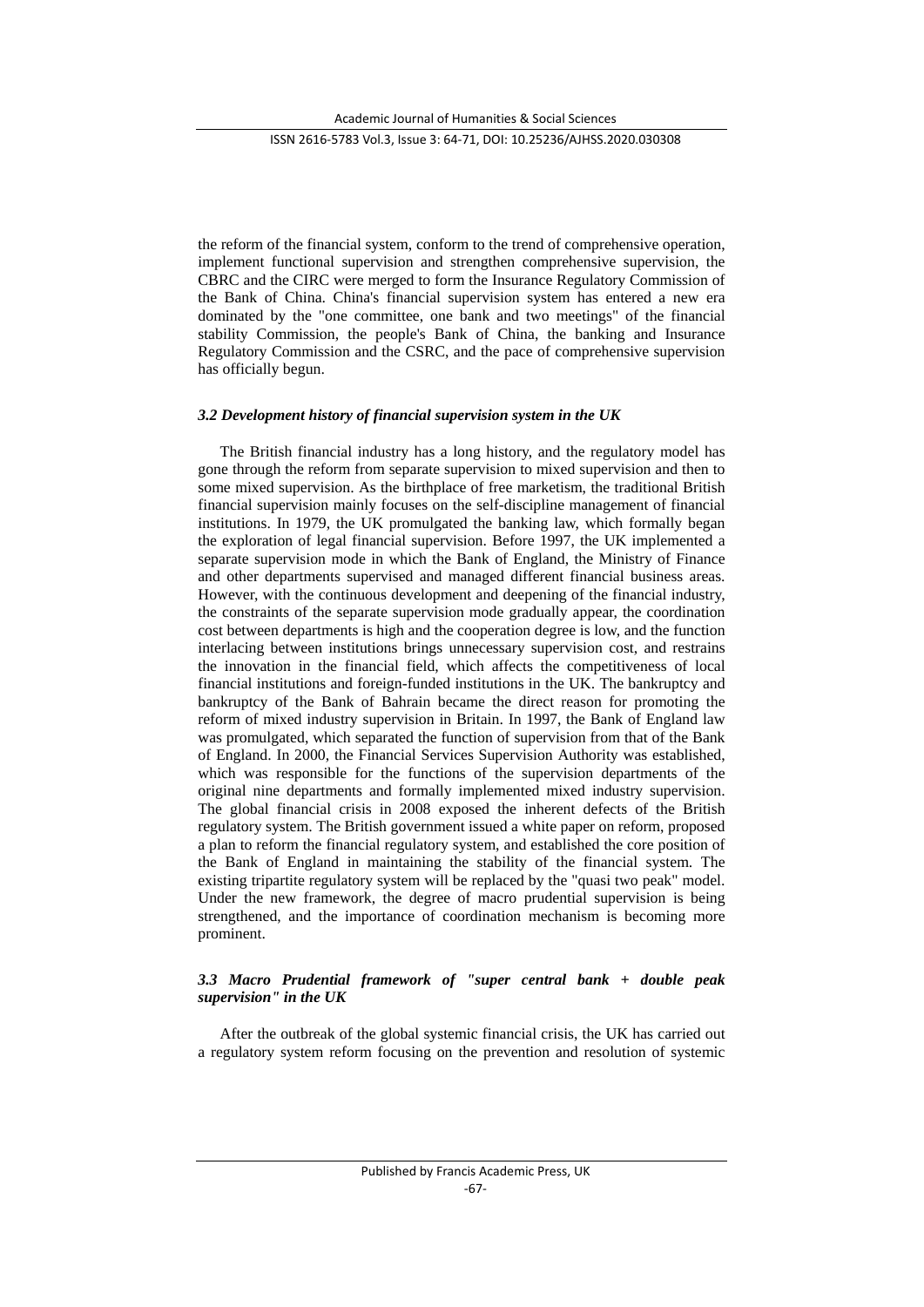the reform of the financial system, conform to the trend of comprehensive operation, implement functional supervision and strengthen comprehensive supervision, the CBRC and the CIRC were merged to form the Insurance Regulatory Commission of the Bank of China. China's financial supervision system has entered a new era dominated by the "one committee, one bank and two meetings" of the financial stability Commission, the people's Bank of China, the banking and Insurance Regulatory Commission and the CSRC, and the pace of comprehensive supervision has officially begun.

### *3.2 Development history of financial supervision system in the UK*

The British financial industry has a long history, and the regulatory model has gone through the reform from separate supervision to mixed supervision and then to some mixed supervision. As the birthplace of free marketism, the traditional British financial supervision mainly focuses on the self-discipline management of financial institutions. In 1979, the UK promulgated the banking law, which formally began the exploration of legal financial supervision. Before 1997, the UK implemented a separate supervision mode in which the Bank of England, the Ministry of Finance and other departments supervised and managed different financial business areas. However, with the continuous development and deepening of the financial industry, the constraints of the separate supervision mode gradually appear, the coordination cost between departments is high and the cooperation degree is low, and the function interlacing between institutions brings unnecessary supervision cost, and restrains the innovation in the financial field, which affects the competitiveness of local financial institutions and foreign-funded institutions in the UK. The bankruptcy and bankruptcy of the Bank of Bahrain became the direct reason for promoting the reform of mixed industry supervision in Britain. In 1997, the Bank of England law was promulgated, which separated the function of supervision from that of the Bank of England. In 2000, the Financial Services Supervision Authority was established, which was responsible for the functions of the supervision departments of the original nine departments and formally implemented mixed industry supervision. The global financial crisis in 2008 exposed the inherent defects of the British regulatory system. The British government issued a white paper on reform, proposed a plan to reform the financial regulatory system, and established the core position of the Bank of England in maintaining the stability of the financial system. The existing tripartite regulatory system will be replaced by the "quasi two peak" model. Under the new framework, the degree of macro prudential supervision is being strengthened, and the importance of coordination mechanism is becoming more prominent.

### *3.3 Macro Prudential framework of "super central bank + double peak supervision" in the UK*

After the outbreak of the global systemic financial crisis, the UK has carried out a regulatory system reform focusing on the prevention and resolution of systemic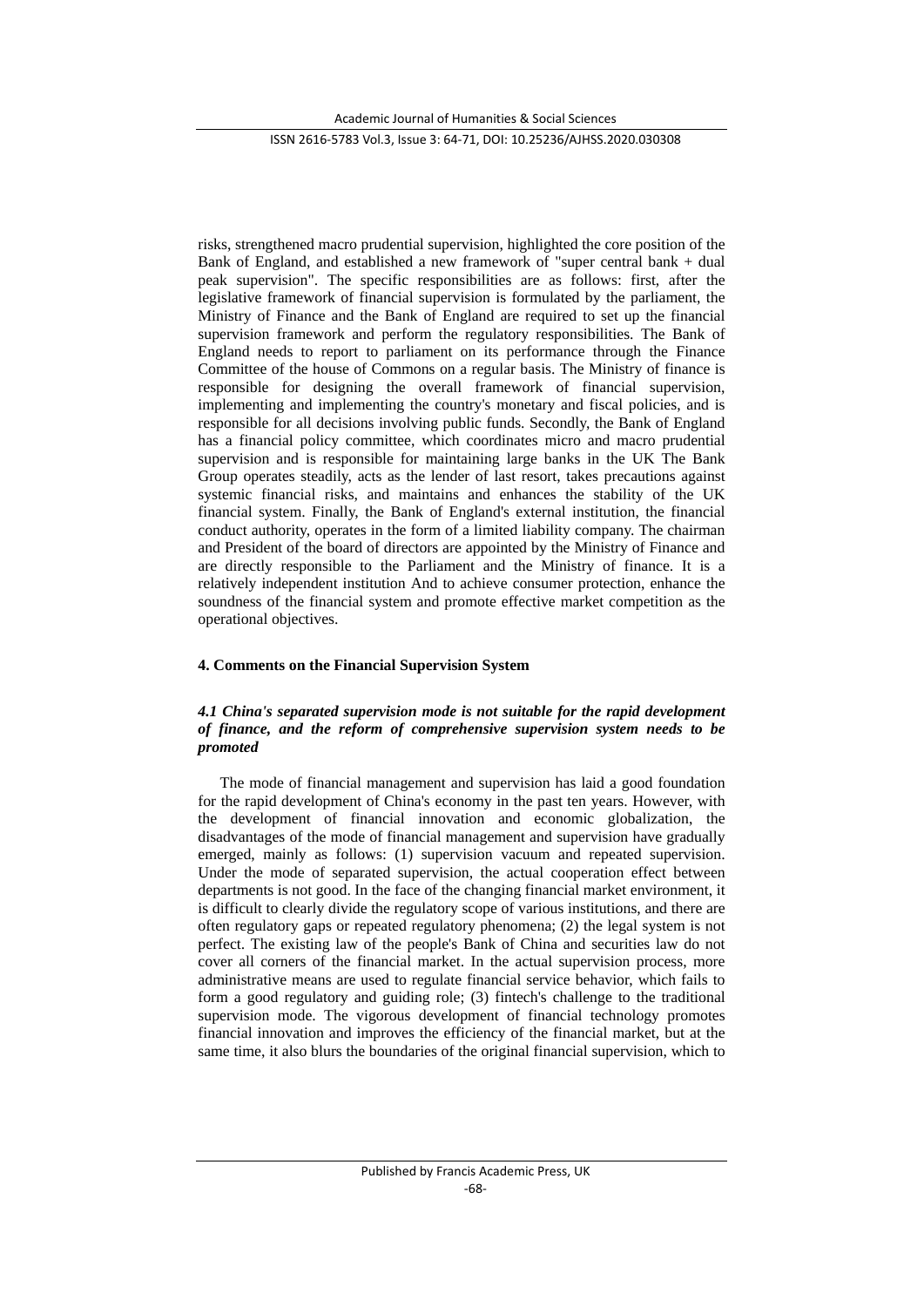risks, strengthened macro prudential supervision, highlighted the core position of the Bank of England, and established a new framework of "super central bank + dual peak supervision". The specific responsibilities are as follows: first, after the legislative framework of financial supervision is formulated by the parliament, the Ministry of Finance and the Bank of England are required to set up the financial supervision framework and perform the regulatory responsibilities. The Bank of England needs to report to parliament on its performance through the Finance Committee of the house of Commons on a regular basis. The Ministry of finance is responsible for designing the overall framework of financial supervision, implementing and implementing the country's monetary and fiscal policies, and is responsible for all decisions involving public funds. Secondly, the Bank of England has a financial policy committee, which coordinates micro and macro prudential supervision and is responsible for maintaining large banks in the UK The Bank Group operates steadily, acts as the lender of last resort, takes precautions against systemic financial risks, and maintains and enhances the stability of the UK financial system. Finally, the Bank of England's external institution, the financial conduct authority, operates in the form of a limited liability company. The chairman and President of the board of directors are appointed by the Ministry of Finance and are directly responsible to the Parliament and the Ministry of finance. It is a relatively independent institution And to achieve consumer protection, enhance the soundness of the financial system and promote effective market competition as the operational objectives.

## 4. Comments on the Financial Supervision System

### *4.1 China's separated supervision mode is not suitable for the rapid development of finance, and the reform of comprehensive supervision system needs to be promoted*

The mode of financial management and supervision has laid a good foundation for the rapid development of China's economy in the past ten years. However, with the development of financial innovation and economic globalization, the disadvantages of the mode of financial management and supervision have gradually emerged, mainly as follows: (1) supervision vacuum and repeated supervision. Under the mode of separated supervision, the actual cooperation effect between departments is not good. In the face of the changing financial market environment, it is difficult to clearly divide the regulatory scope of various institutions, and there are often regulatory gaps or repeated regulatory phenomena; (2) the legal system is not perfect. The existing law of the people's Bank of China and securities law do not cover all corners of the financial market. In the actual supervision process, more administrative means are used to regulate financial service behavior, which fails to form a good regulatory and guiding role; (3) fintech's challenge to the traditional supervision mode. The vigorous development of financial technology promotes financial innovation and improves the efficiency of the financial market, but at the same time, it also blurs the boundaries of the original financial supervision, which to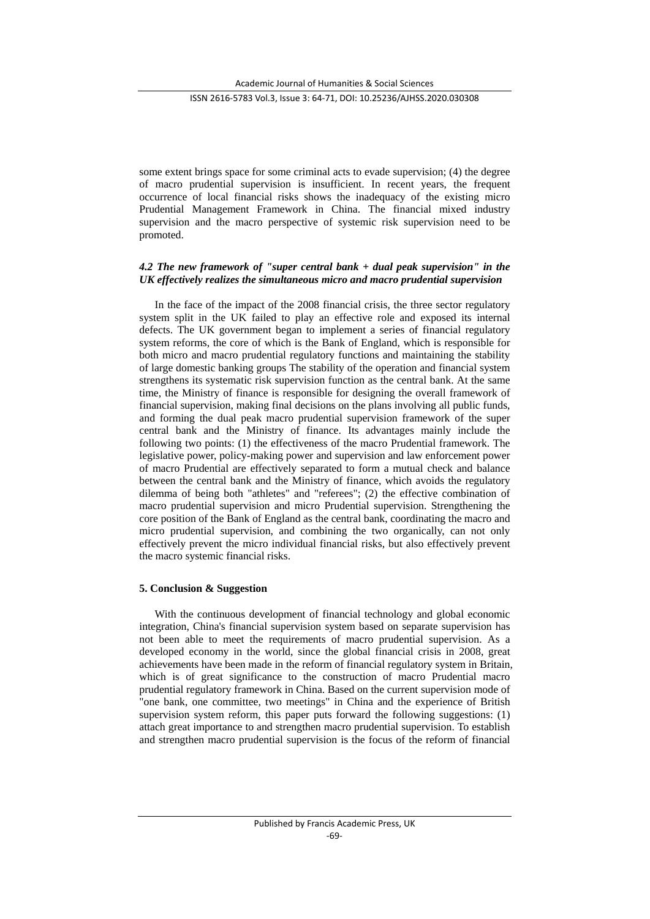some extent brings space for some criminal acts to evade supervision; (4) the degree of macro prudential supervision is insufficient. In recent years, the frequent occurrence of local financial risks shows the inadequacy of the existing micro Prudential Management Framework in China. The financial mixed industry supervision and the macro perspective of systemic risk supervision need to be promoted.

### *4.2 The new framework of "super central bank + dual peak supervision" in the UK effectively realizes the simultaneous micro and macro prudential supervision*

In the face of the impact of the 2008 financial crisis, the three sector regulatory system split in the UK failed to play an effective role and exposed its internal defects. The UK government began to implement a series of financial regulatory system reforms, the core of which is the Bank of England, which is responsible for both micro and macro prudential regulatory functions and maintaining the stability of large domestic banking groups The stability of the operation and financial system strengthens its systematic risk supervision function as the central bank. At the same time, the Ministry of finance is responsible for designing the overall framework of financial supervision, making final decisions on the plans involving all public funds, and forming the dual peak macro prudential supervision framework of the super central bank and the Ministry of finance. Its advantages mainly include the following two points: (1) the effectiveness of the macro Prudential framework. The legislative power, policy-making power and supervision and law enforcement power of macro Prudential are effectively separated to form a mutual check and balance between the central bank and the Ministry of finance, which avoids the regulatory dilemma of being both "athletes" and "referees"; (2) the effective combination of macro prudential supervision and micro Prudential supervision. Strengthening the core position of the Bank of England as the central bank, coordinating the macro and micro prudential supervision, and combining the two organically, can not only effectively prevent the micro individual financial risks, but also effectively prevent the macro systemic financial risks.

## 5. Conclusion & Suggestion

With the continuous development of financial technology and global economic integration, China's financial supervision system based on separate supervision has not been able to meet the requirements of macro prudential supervision. As a developed economy in the world, since the global financial crisis in 2008, great achievements have been made in the reform of financial regulatory system in Britain, which is of great significance to the construction of macro Prudential macro prudential regulatory framework in China. Based on the current supervision mode of "one bank, one committee, two meetings" in China and the experience of British supervision system reform, this paper puts forward the following suggestions: (1) attach great importance to and strengthen macro prudential supervision. To establish and strengthen macro prudential supervision is the focus of the reform of financial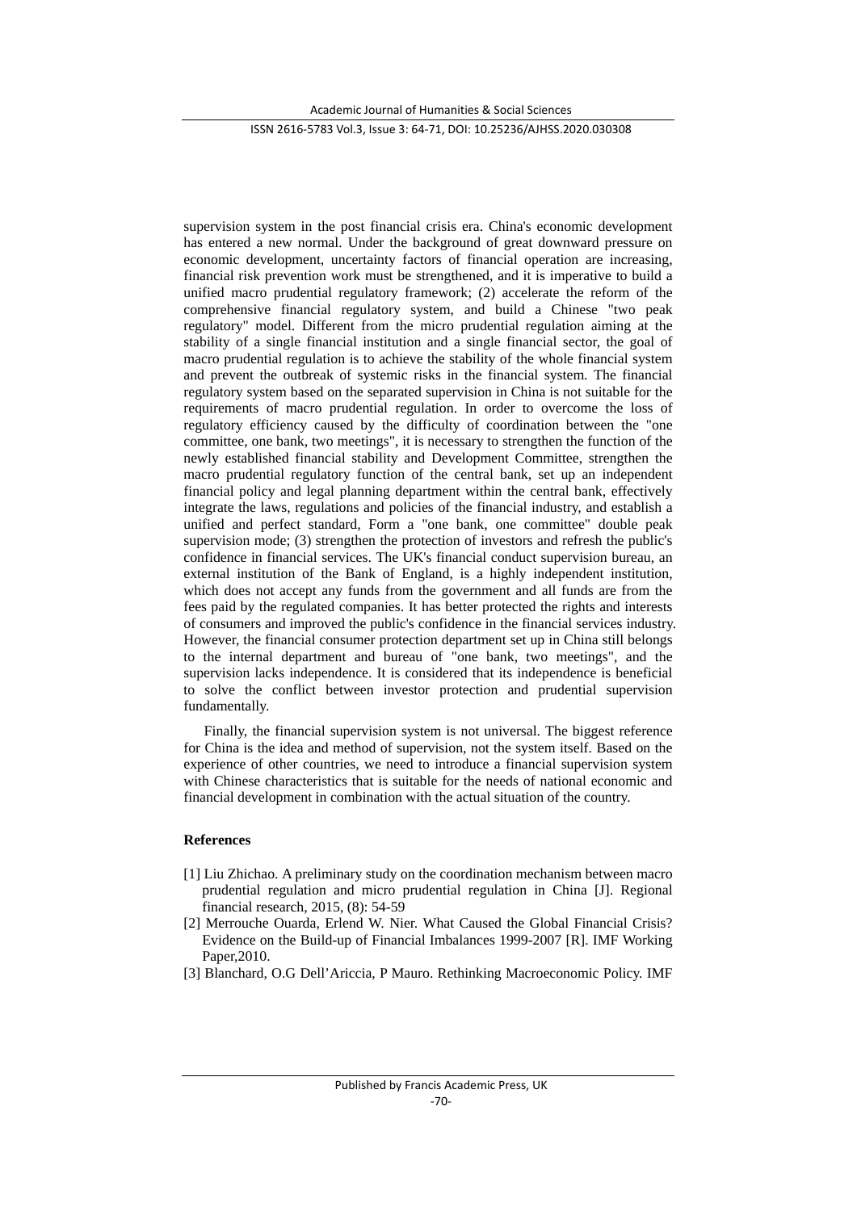supervision system in the post financial crisis era. China's economic development has entered a new normal. Under the background of great downward pressure on economic development, uncertainty factors of financial operation are increasing, financial risk prevention work must be strengthened, and it is imperative to build a unified macro prudential regulatory framework; (2) accelerate the reform of the comprehensive financial regulatory system, and build a Chinese "two peak regulatory" model. Different from the micro prudential regulation aiming at the stability of a single financial institution and a single financial sector, the goal of macro prudential regulation is to achieve the stability of the whole financial system and prevent the outbreak of systemic risks in the financial system. The financial regulatory system based on the separated supervision in China is not suitable for the requirements of macro prudential regulation. In order to overcome the loss of regulatory efficiency caused by the difficulty of coordination between the "one committee, one bank, two meetings", it is necessary to strengthen the function of the newly established financial stability and Development Committee, strengthen the macro prudential regulatory function of the central bank, set up an independent financial policy and legal planning department within the central bank, effectively integrate the laws, regulations and policies of the financial industry, and establish a unified and perfect standard, Form a "one bank, one committee" double peak supervision mode; (3) strengthen the protection of investors and refresh the public's confidence in financial services. The UK's financial conduct supervision bureau, an external institution of the Bank of England, is a highly independent institution, which does not accept any funds from the government and all funds are from the fees paid by the regulated companies. It has better protected the rights and interests of consumers and improved the public's confidence in the financial services industry. However, the financial consumer protection department set up in China still belongs to the internal department and bureau of "one bank, two meetings", and the supervision lacks independence. It is considered that its independence is beneficial to solve the conflict between investor protection and prudential supervision fundamentally.

Finally, the financial supervision system is not universal. The biggest reference for China is the idea and method of supervision, not the system itself. Based on the experience of other countries, we need to introduce a financial supervision system with Chinese characteristics that is suitable for the needs of national economic and financial development in combination with the actual situation of the country.

**References**

[1] Liu Zhichao. A preliminary study on the coordination mechanism between macro prudential regulation and micro prudential regulation in China [J]. Regional financial research, 2015, (8): 54-59

[2] Merrouche Ouarda, Erlend W. Nier. What Caused the Global Financial Crisis? Evidence on the Build-up of Financial Imbalances 1999-2007 [R]. IMF Working Paper,2010.

[3] Blanchard, O.G Dell'Ariccia, P Mauro. Rethinking Macroeconomic Policy. IMF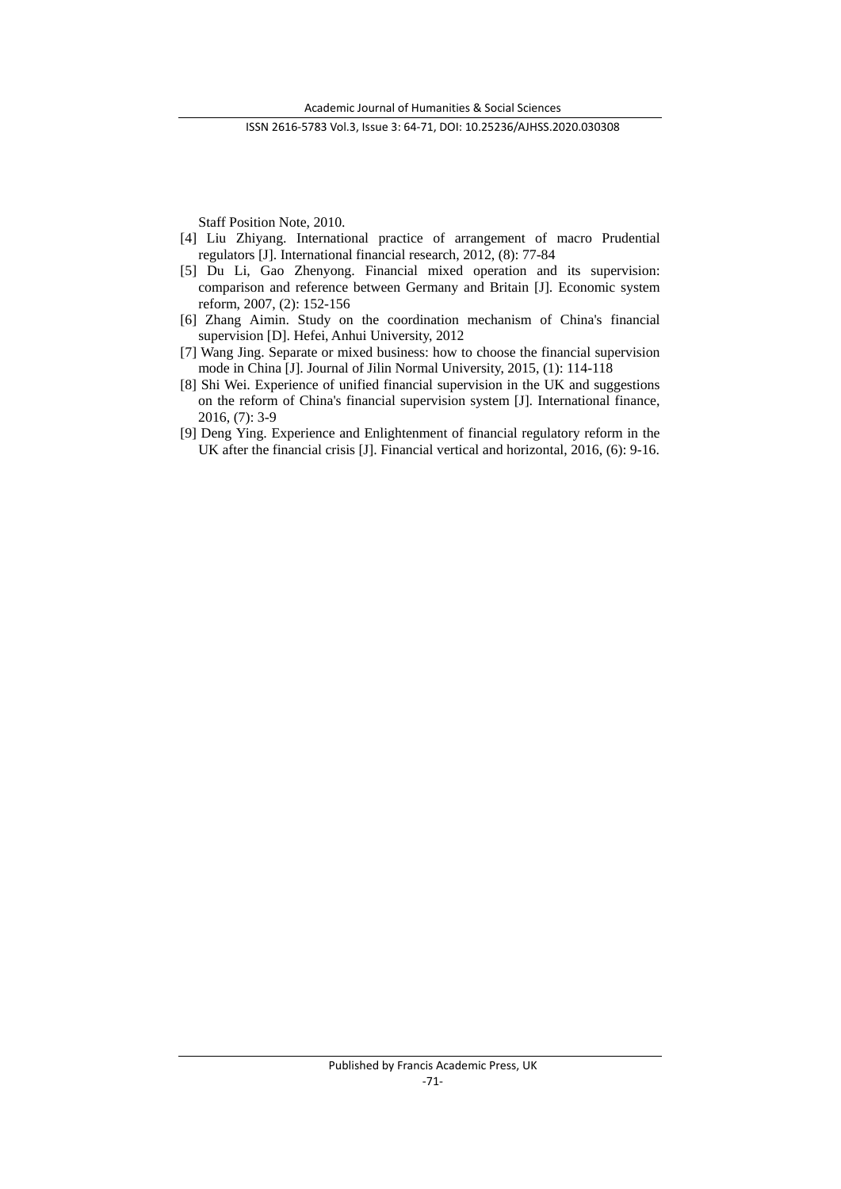Staff Position Note, 2010.

[4] Liu Zhiyang. International practice of arrangement of macro Prudential regulators [J]. International financial research, 2012, (8): 77-84

[5] Du Li, Gao Zhenyong. Financial mixed operation and its supervision: comparison and reference between Germany and Britain [J]. Economic system reform, 2007, (2): 152-156

[6] Zhang Aimin. Study on the coordination mechanism of China's financial supervision [D]. Hefei, Anhui University, 2012

[7] Wang Jing. Separate or mixed business: how to choose the financial supervision mode in China [J]. Journal of Jilin Normal University, 2015, (1): 114-118

[8] Shi Wei. Experience of unified financial supervision in the UK and suggestions on the reform of China's financial supervision system [J]. International finance, 2016, (7): 3-9

[9] Deng Ying. Experience and Enlightenment of financial regulatory reform in the UK after the financial crisis [J]. Financial vertical and horizontal, 2016, (6): 9-16.